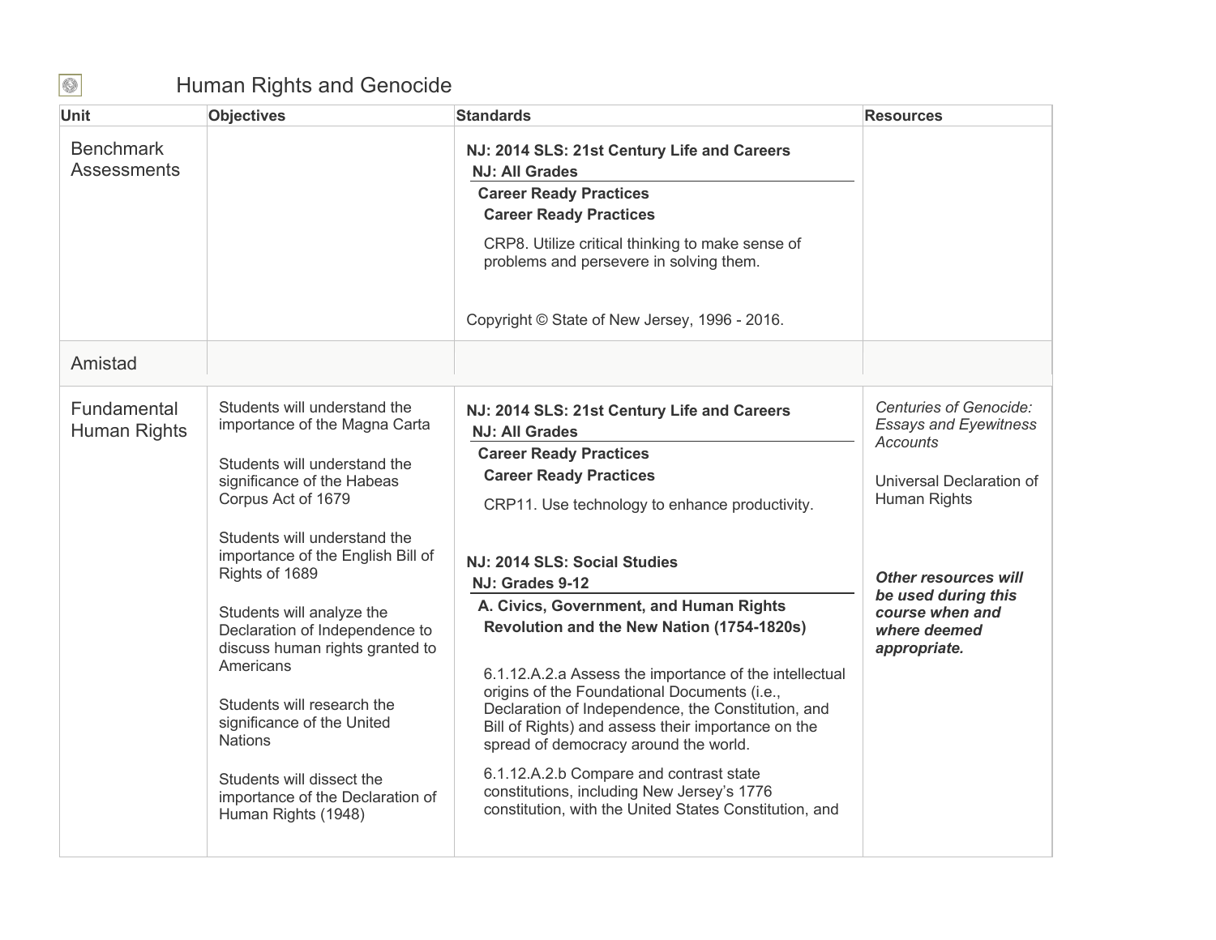# Human Rights and Genocide

| Unit | Objectives | Standards | Resources |
|---|---|---|---|
| Benchmark Assessments | | **NJ: 2014 SLS: 21st Century Life and Careers**<br>**NJ: All Grades**<br>**Career Ready Practices**<br>**Career Ready Practices**<br>CRP8. Utilize critical thinking to make sense of problems and persevere in solving them.<br><br>Copyright © State of New Jersey, 1996 - 2016. | |
| Amistad | | | |
| Fundamental Human Rights | Students will understand the importance of the Magna Carta<br><br>Students will understand the significance of the Habeas Corpus Act of 1679<br><br>Students will understand the importance of the English Bill of Rights of 1689<br><br>Students will analyze the Declaration of Independence to discuss human rights granted to Americans<br><br>Students will research the significance of the United Nations<br><br>Students will dissect the importance of the Declaration of Human Rights (1948) | **NJ: 2014 SLS: 21st Century Life and Careers**<br>**NJ: All Grades**<br>**Career Ready Practices**<br>**Career Ready Practices**<br>CRP11. Use technology to enhance productivity.<br><br>**NJ: 2014 SLS: Social Studies**<br>**NJ: Grades 9-12**<br>**A. Civics, Government, and Human Rights**<br>**Revolution and the New Nation (1754-1820s)**<br><br>6.1.12.A.2.a Assess the importance of the intellectual origins of the Foundational Documents (i.e., Declaration of Independence, the Constitution, and Bill of Rights) and assess their importance on the spread of democracy around the world.<br><br>6.1.12.A.2.b Compare and contrast state constitutions, including New Jersey's 1776 constitution, with the United States Constitution, and | *Centuries of Genocide: Essays and Eyewitness Accounts*<br><br>Universal Declaration of Human Rights<br><br>***Other resources will be used during this course when and where deemed appropriate.*** |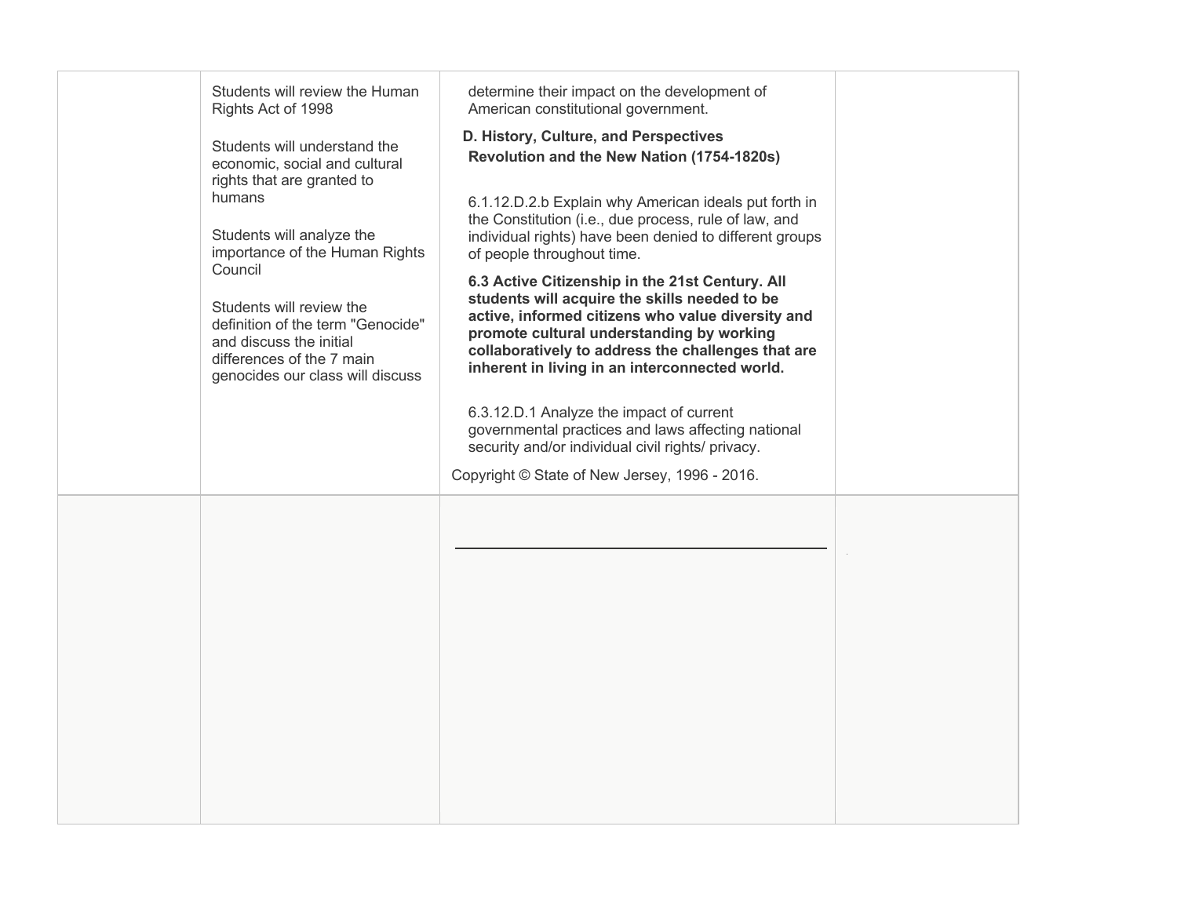| | | | |
|---|---|---|---|
| | Students will review the Human Rights Act of 1998<br><br>Students will understand the economic, social and cultural rights that are granted to humans<br><br>Students will analyze the importance of the Human Rights Council<br><br>Students will review the definition of the term "Genocide" and discuss the initial differences of the 7 main genocides our class will discuss | determine their impact on the development of American constitutional government.<br><br>**D. History, Culture, and Perspectives**<br>**Revolution and the New Nation (1754-1820s)**<br><br>6.1.12.D.2.b Explain why American ideals put forth in the Constitution (i.e., due process, rule of law, and individual rights) have been denied to different groups of people throughout time.<br><br>**6.3 Active Citizenship in the 21st Century. All students will acquire the skills needed to be active, informed citizens who value diversity and promote cultural understanding by working collaboratively to address the challenges that are inherent in living in an interconnected world.**<br><br>6.3.12.D.1 Analyze the impact of current governmental practices and laws affecting national security and/or individual civil rights/ privacy.<br><br>Copyright © State of New Jersey, 1996 - 2016. | |
| | | | |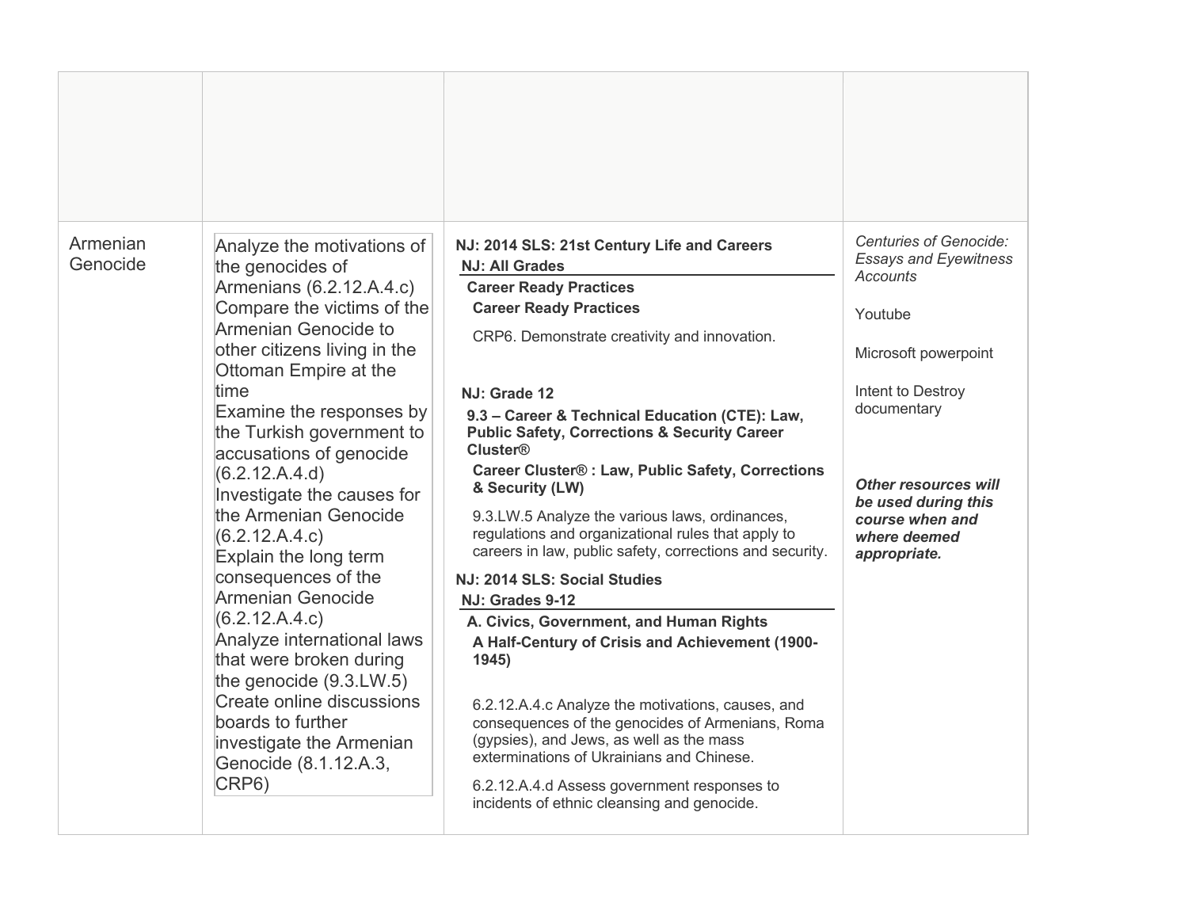| | | | |
|---|---|---|---|
| | | | |
| Armenian Genocide | Analyze the motivations of the genocides of Armenians (6.2.12.A.4.c)<br>Compare the victims of the Armenian Genocide to other citizens living in the Ottoman Empire at the time<br>Examine the responses by the Turkish government to accusations of genocide (6.2.12.A.4.d)<br>Investigate the causes for the Armenian Genocide (6.2.12.A.4.c)<br>Explain the long term consequences of the Armenian Genocide (6.2.12.A.4.c)<br>Analyze international laws that were broken during the genocide (9.3.LW.5)<br>Create online discussions boards to further investigate the Armenian Genocide (8.1.12.A.3, CRP6) | **NJ: 2014 SLS: 21st Century Life and Careers**<br>**NJ: All Grades**<br>**Career Ready Practices**<br>**Career Ready Practices**<br>CRP6. Demonstrate creativity and innovation.<br><br>**NJ: Grade 12**<br>**9.3 – Career & Technical Education (CTE): Law, Public Safety, Corrections & Security Career Cluster®**<br>**Career Cluster® : Law, Public Safety, Corrections & Security (LW)**<br>9.3.LW.5 Analyze the various laws, ordinances, regulations and organizational rules that apply to careers in law, public safety, corrections and security.<br><br>**NJ: 2014 SLS: Social Studies**<br>**NJ: Grades 9-12**<br>**A. Civics, Government, and Human Rights**<br>**A Half-Century of Crisis and Achievement (1900-1945)**<br>6.2.12.A.4.c Analyze the motivations, causes, and consequences of the genocides of Armenians, Roma (gypsies), and Jews, as well as the mass exterminations of Ukrainians and Chinese.<br>6.2.12.A.4.d Assess government responses to incidents of ethnic cleansing and genocide. | *Centuries of Genocide: Essays and Eyewitness Accounts*<br><br>Youtube<br><br>Microsoft powerpoint<br><br>Intent to Destroy documentary<br><br>***Other resources will be used during this course when and where deemed appropriate.*** |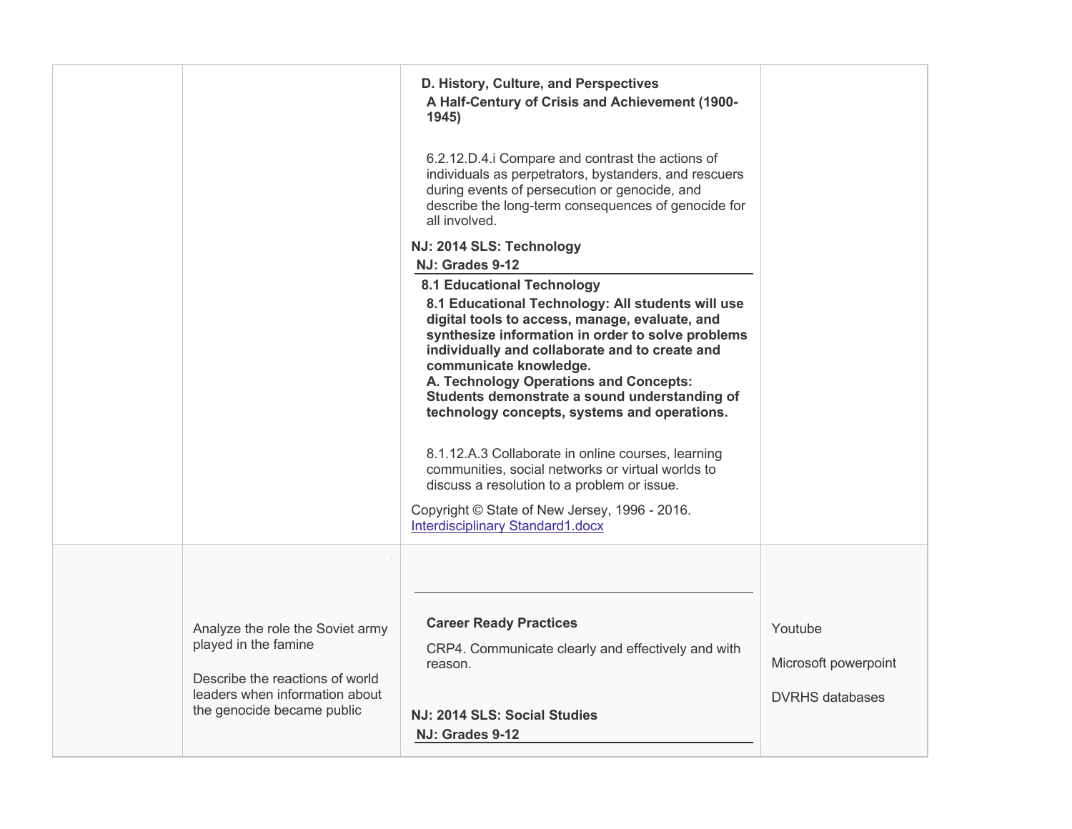| | | | |
|---|---|---|---|
| | | **D. History, Culture, and Perspectives**<br>**A Half-Century of Crisis and Achievement (1900-1945)**<br><br>6.2.12.D.4.i Compare and contrast the actions of individuals as perpetrators, bystanders, and rescuers during events of persecution or genocide, and describe the long-term consequences of genocide for all involved.<br><br>**NJ: 2014 SLS: Technology**<br>**NJ: Grades 9-12**<br>**8.1 Educational Technology**<br>**8.1 Educational Technology: All students will use digital tools to access, manage, evaluate, and synthesize information in order to solve problems individually and collaborate and to create and communicate knowledge.**<br>**A. Technology Operations and Concepts: Students demonstrate a sound understanding of technology concepts, systems and operations.**<br><br>8.1.12.A.3 Collaborate in online courses, learning communities, social networks or virtual worlds to discuss a resolution to a problem or issue.<br><br>Copyright © State of New Jersey, 1996 - 2016.<br>Interdisciplinary Standard1.docx | |
| | Analyze the role the Soviet army played in the famine<br><br>Describe the reactions of world leaders when information about the genocide became public | **Career Ready Practices**<br>CRP4. Communicate clearly and effectively and with reason.<br><br>**NJ: 2014 SLS: Social Studies**<br>**NJ: Grades 9-12** | Youtube<br><br>Microsoft powerpoint<br><br>DVRHS databases |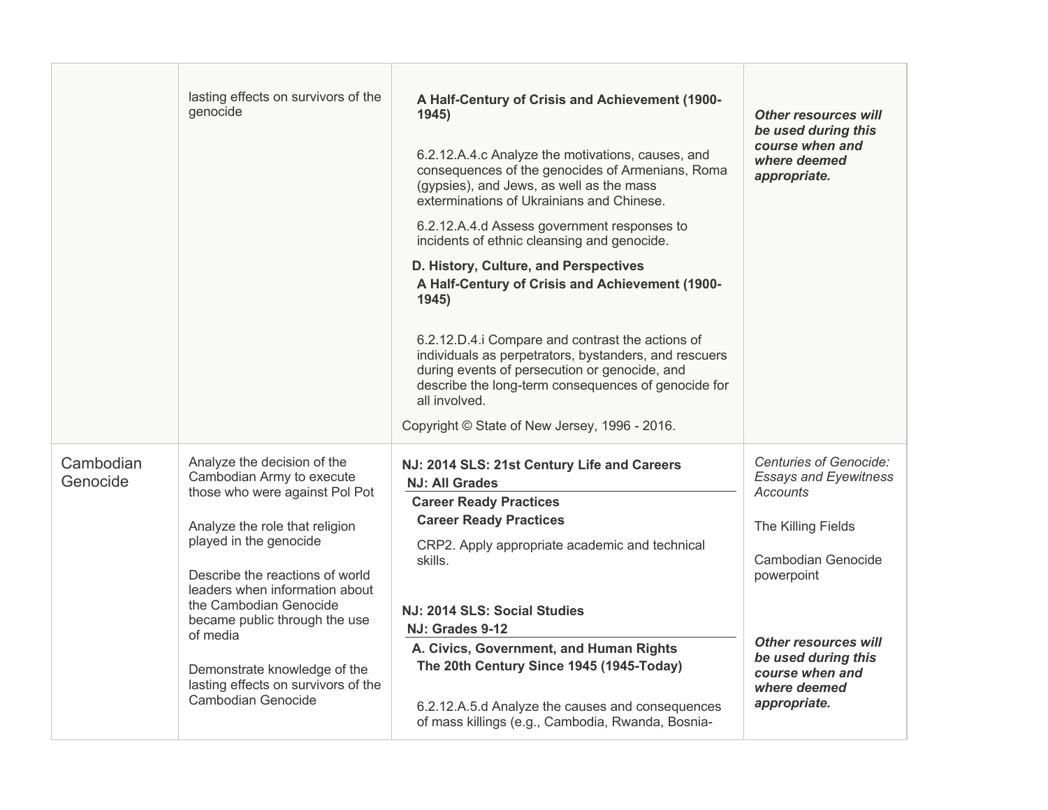| | | | |
|---|---|---|---|
| | lasting effects on survivors of the genocide | **A Half-Century of Crisis and Achievement (1900-1945)**<br><br>6.2.12.A.4.c Analyze the motivations, causes, and consequences of the genocides of Armenians, Roma (gypsies), and Jews, as well as the mass exterminations of Ukrainians and Chinese.<br><br>6.2.12.A.4.d Assess government responses to incidents of ethnic cleansing and genocide.<br><br>**D. History, Culture, and Perspectives**<br>**A Half-Century of Crisis and Achievement (1900-1945)**<br><br>6.2.12.D.4.i Compare and contrast the actions of individuals as perpetrators, bystanders, and rescuers during events of persecution or genocide, and describe the long-term consequences of genocide for all involved.<br><br>Copyright © State of New Jersey, 1996 - 2016. | ***Other resources will be used during this course when and where deemed appropriate.*** |
| Cambodian Genocide | Analyze the decision of the Cambodian Army to execute those who were against Pol Pot<br><br>Analyze the role that religion played in the genocide<br><br>Describe the reactions of world leaders when information about the Cambodian Genocide became public through the use of media<br><br>Demonstrate knowledge of the lasting effects on survivors of the Cambodian Genocide | **NJ: 2014 SLS: 21st Century Life and Careers**<br>**NJ: All Grades**<br>**Career Ready Practices**<br>**Career Ready Practices**<br><br>CRP2. Apply appropriate academic and technical skills.<br><br>**NJ: 2014 SLS: Social Studies**<br>**NJ: Grades 9-12**<br>**A. Civics, Government, and Human Rights**<br>**The 20th Century Since 1945 (1945-Today)**<br><br>6.2.12.A.5.d Analyze the causes and consequences of mass killings (e.g., Cambodia, Rwanda, Bosnia- | *Centuries of Genocide: Essays and Eyewitness Accounts*<br><br>The Killing Fields<br><br>Cambodian Genocide powerpoint<br><br>***Other resources will be used during this course when and where deemed appropriate.*** |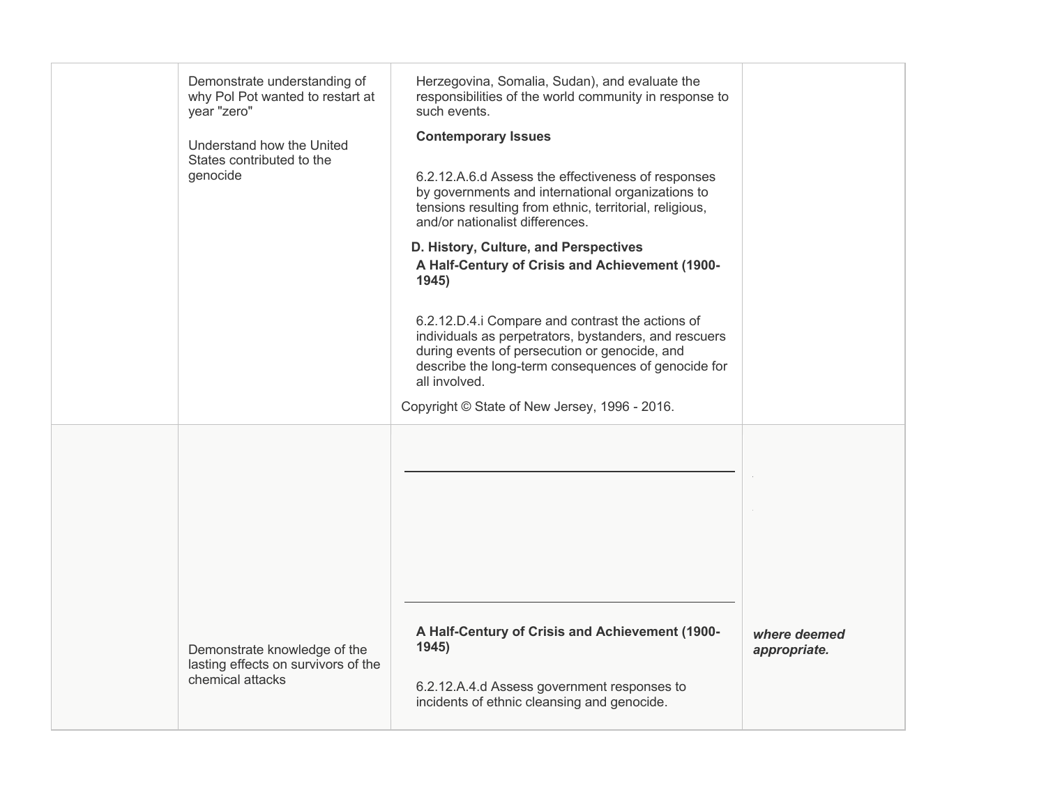|  |  |  |  |
|---|---|---|---|
|  | Demonstrate understanding of why Pol Pot wanted to restart at year "zero"<br><br>Understand how the United States contributed to the genocide | Herzegovina, Somalia, Sudan), and evaluate the responsibilities of the world community in response to such events.<br><br>**Contemporary Issues**<br><br>6.2.12.A.6.d Assess the effectiveness of responses by governments and international organizations to tensions resulting from ethnic, territorial, religious, and/or nationalist differences.<br><br>**D. History, Culture, and Perspectives**<br>**A Half-Century of Crisis and Achievement (1900-1945)**<br><br>6.2.12.D.4.i Compare and contrast the actions of individuals as perpetrators, bystanders, and rescuers during events of persecution or genocide, and describe the long-term consequences of genocide for all involved.<br><br>Copyright © State of New Jersey, 1996 - 2016. |  |
|  | Demonstrate knowledge of the lasting effects on survivors of the chemical attacks | **A Half-Century of Crisis and Achievement (1900-1945)**<br><br>6.2.12.A.4.d Assess government responses to incidents of ethnic cleansing and genocide. | ***where deemed appropriate.*** |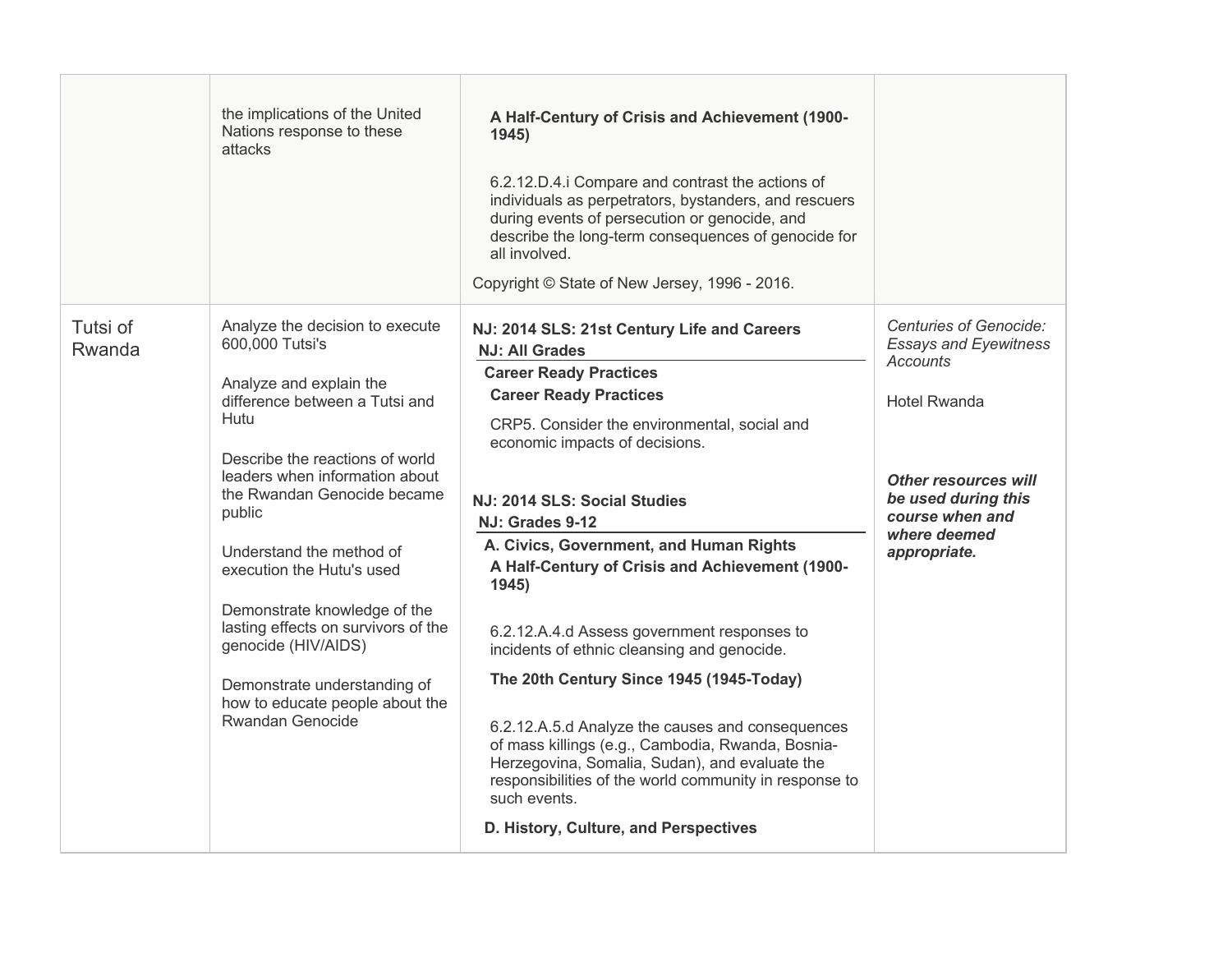| | | | |
|---|---|---|---|
| | the implications of the United Nations response to these attacks | **A Half-Century of Crisis and Achievement (1900-1945)**<br><br>6.2.12.D.4.i Compare and contrast the actions of individuals as perpetrators, bystanders, and rescuers during events of persecution or genocide, and describe the long-term consequences of genocide for all involved.<br><br>Copyright © State of New Jersey, 1996 - 2016. | |
| Tutsi of Rwanda | Analyze the decision to execute 600,000 Tutsi's<br><br>Analyze and explain the difference between a Tutsi and Hutu<br><br>Describe the reactions of world leaders when information about the Rwandan Genocide became public<br><br>Understand the method of execution the Hutu's used<br><br>Demonstrate knowledge of the lasting effects on survivors of the genocide (HIV/AIDS)<br><br>Demonstrate understanding of how to educate people about the Rwandan Genocide | **NJ: 2014 SLS: 21st Century Life and Careers**<br>**NJ: All Grades**<br>**Career Ready Practices**<br>**Career Ready Practices**<br><br>CRP5. Consider the environmental, social and economic impacts of decisions.<br><br>**NJ: 2014 SLS: Social Studies**<br>**NJ: Grades 9-12**<br>**A. Civics, Government, and Human Rights**<br>**A Half-Century of Crisis and Achievement (1900-1945)**<br><br>6.2.12.A.4.d Assess government responses to incidents of ethnic cleansing and genocide.<br><br>**The 20th Century Since 1945 (1945-Today)**<br><br>6.2.12.A.5.d Analyze the causes and consequences of mass killings (e.g., Cambodia, Rwanda, Bosnia-Herzegovina, Somalia, Sudan), and evaluate the responsibilities of the world community in response to such events.<br><br>**D. History, Culture, and Perspectives** | *Centuries of Genocide: Essays and Eyewitness Accounts*<br><br>Hotel Rwanda<br><br>***Other resources will be used during this course when and where deemed appropriate.*** |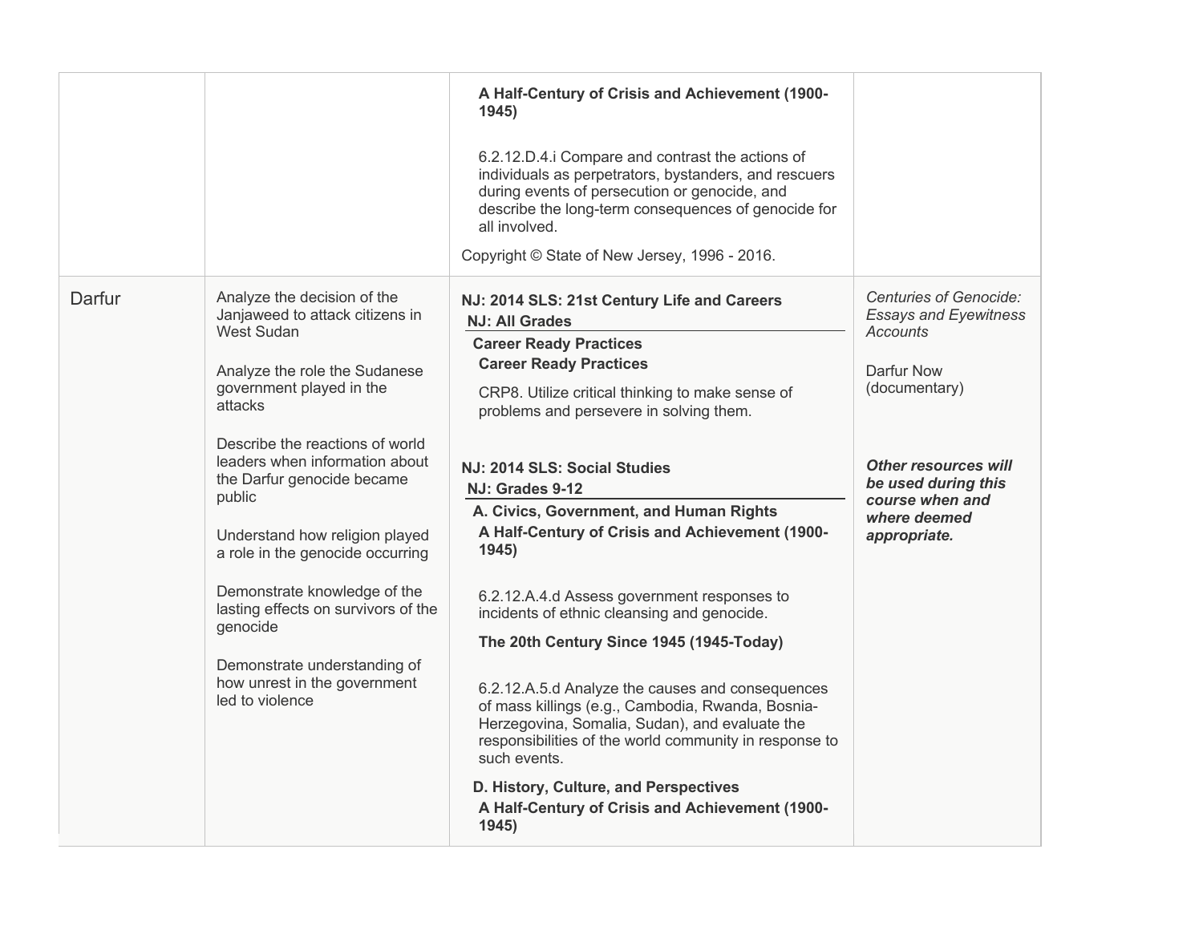| | | | |
|---|---|---|---|
| | | **A Half-Century of Crisis and Achievement (1900-1945)**<br><br>6.2.12.D.4.i Compare and contrast the actions of individuals as perpetrators, bystanders, and rescuers during events of persecution or genocide, and describe the long-term consequences of genocide for all involved.<br><br>Copyright © State of New Jersey, 1996 - 2016. | |
| Darfur | Analyze the decision of the Janjaweed to attack citizens in West Sudan<br><br>Analyze the role the Sudanese government played in the attacks<br><br>Describe the reactions of world leaders when information about the Darfur genocide became public<br><br>Understand how religion played a role in the genocide occurring<br><br>Demonstrate knowledge of the lasting effects on survivors of the genocide<br><br>Demonstrate understanding of how unrest in the government led to violence | **NJ: 2014 SLS: 21st Century Life and Careers**<br>**NJ: All Grades**<br>**Career Ready Practices**<br>**Career Ready Practices**<br><br>CRP8. Utilize critical thinking to make sense of problems and persevere in solving them.<br><br>**NJ: 2014 SLS: Social Studies**<br>**NJ: Grades 9-12**<br>**A. Civics, Government, and Human Rights**<br>**A Half-Century of Crisis and Achievement (1900-1945)**<br><br>6.2.12.A.4.d Assess government responses to incidents of ethnic cleansing and genocide.<br><br>**The 20th Century Since 1945 (1945-Today)**<br><br>6.2.12.A.5.d Analyze the causes and consequences of mass killings (e.g., Cambodia, Rwanda, Bosnia-Herzegovina, Somalia, Sudan), and evaluate the responsibilities of the world community in response to such events.<br><br>**D. History, Culture, and Perspectives**<br>**A Half-Century of Crisis and Achievement (1900-1945)** | *Centuries of Genocide: Essays and Eyewitness Accounts*<br><br>Darfur Now (documentary)<br><br>***Other resources will be used during this course when and where deemed appropriate.*** |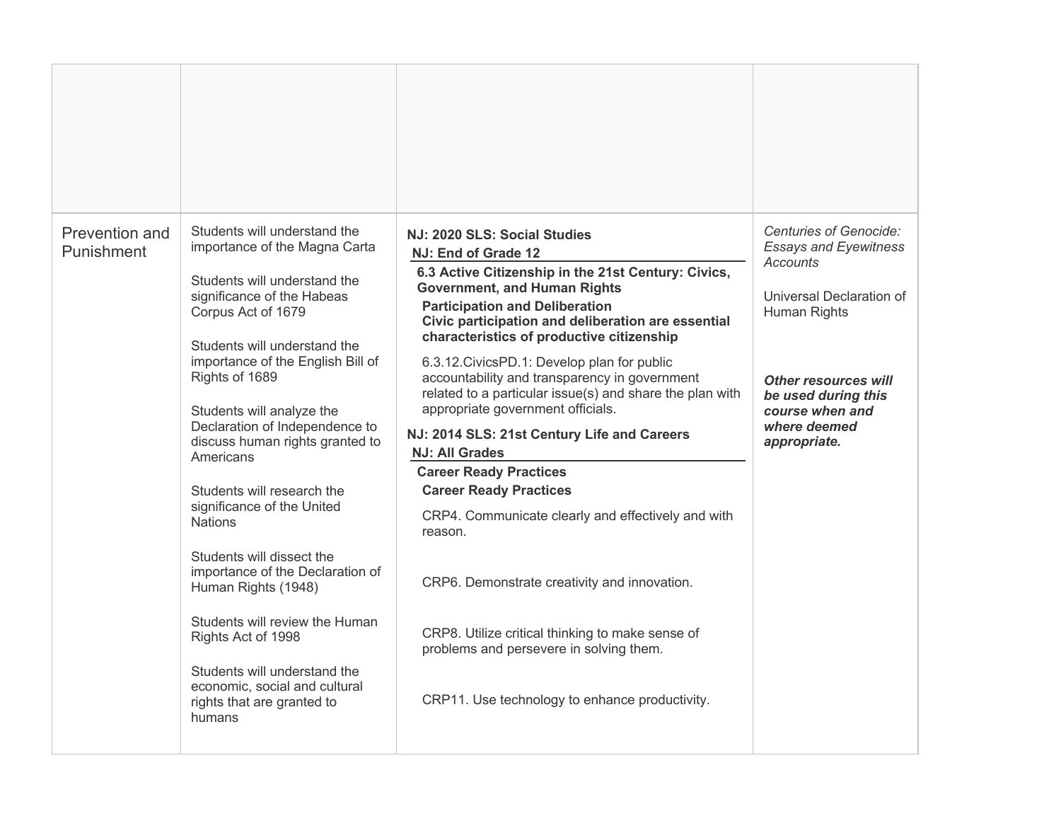| | | | |
|---|---|---|---|
| | | | |
| Prevention and Punishment | Students will understand the importance of the Magna Carta<br><br>Students will understand the significance of the Habeas Corpus Act of 1679<br><br>Students will understand the importance of the English Bill of Rights of 1689<br><br>Students will analyze the Declaration of Independence to discuss human rights granted to Americans<br><br>Students will research the significance of the United Nations<br><br>Students will dissect the importance of the Declaration of Human Rights (1948)<br><br>Students will review the Human Rights Act of 1998<br><br>Students will understand the economic, social and cultural rights that are granted to humans | **NJ: 2020 SLS: Social Studies**<br>**NJ: End of Grade 12**<br>**6.3 Active Citizenship in the 21st Century: Civics, Government, and Human Rights**<br>**Participation and Deliberation**<br>**Civic participation and deliberation are essential characteristics of productive citizenship**<br><br>6.3.12.CivicsPD.1: Develop plan for public accountability and transparency in government related to a particular issue(s) and share the plan with appropriate government officials.<br><br>**NJ: 2014 SLS: 21st Century Life and Careers**<br>**NJ: All Grades**<br>**Career Ready Practices**<br>**Career Ready Practices**<br><br>CRP4. Communicate clearly and effectively and with reason.<br><br>CRP6. Demonstrate creativity and innovation.<br><br>CRP8. Utilize critical thinking to make sense of problems and persevere in solving them.<br><br>CRP11. Use technology to enhance productivity. | *Centuries of Genocide: Essays and Eyewitness Accounts*<br><br>Universal Declaration of Human Rights<br><br>***Other resources will be used during this course when and where deemed appropriate.*** |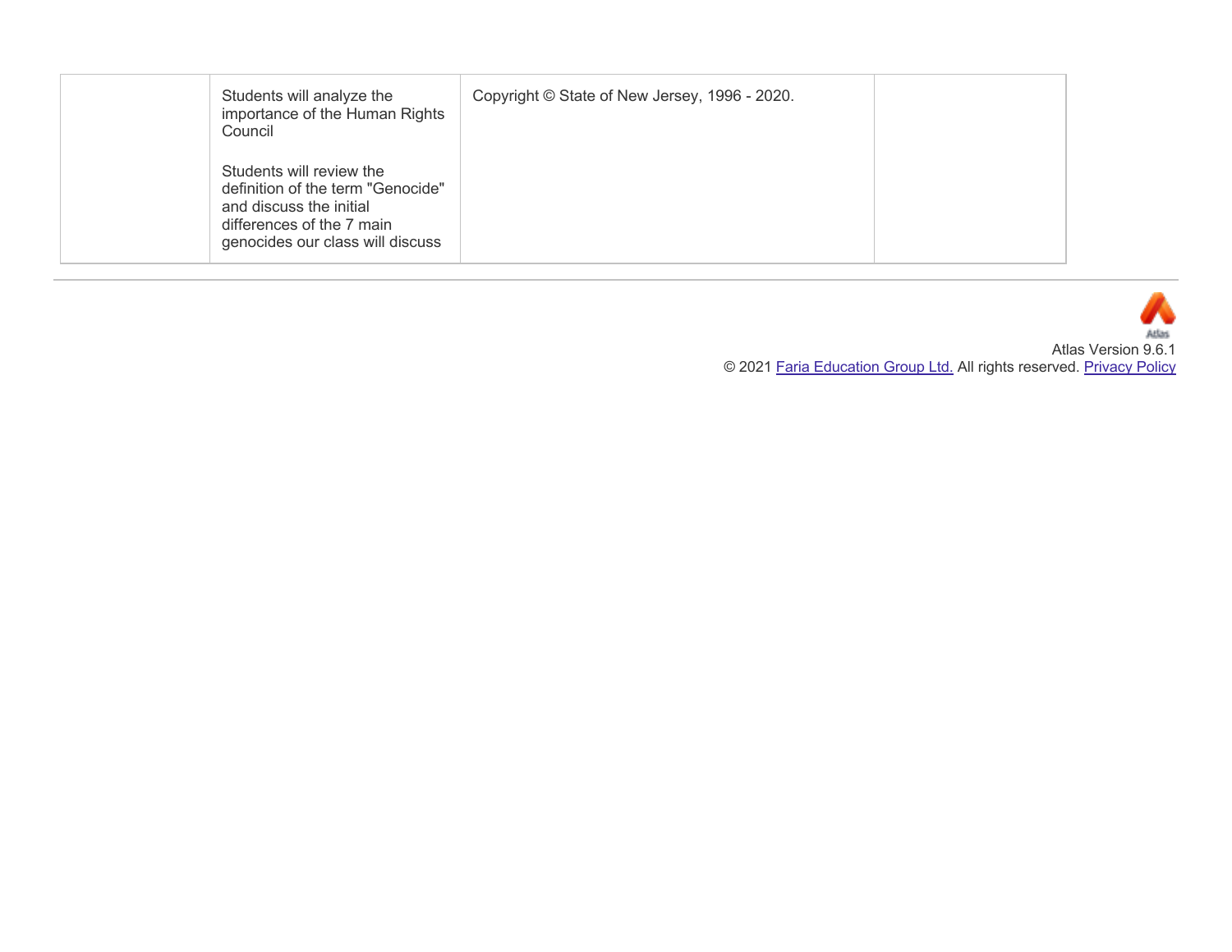| | | | |
|---|---|---|---|
| | Students will analyze the importance of the Human Rights Council<br><br>Students will review the definition of the term "Genocide" and discuss the initial differences of the 7 main genocides our class will discuss | Copyright © State of New Jersey, 1996 - 2020. | |

Atlas Version 9.6.1
© 2021 Faria Education Group Ltd. All rights reserved. Privacy Policy